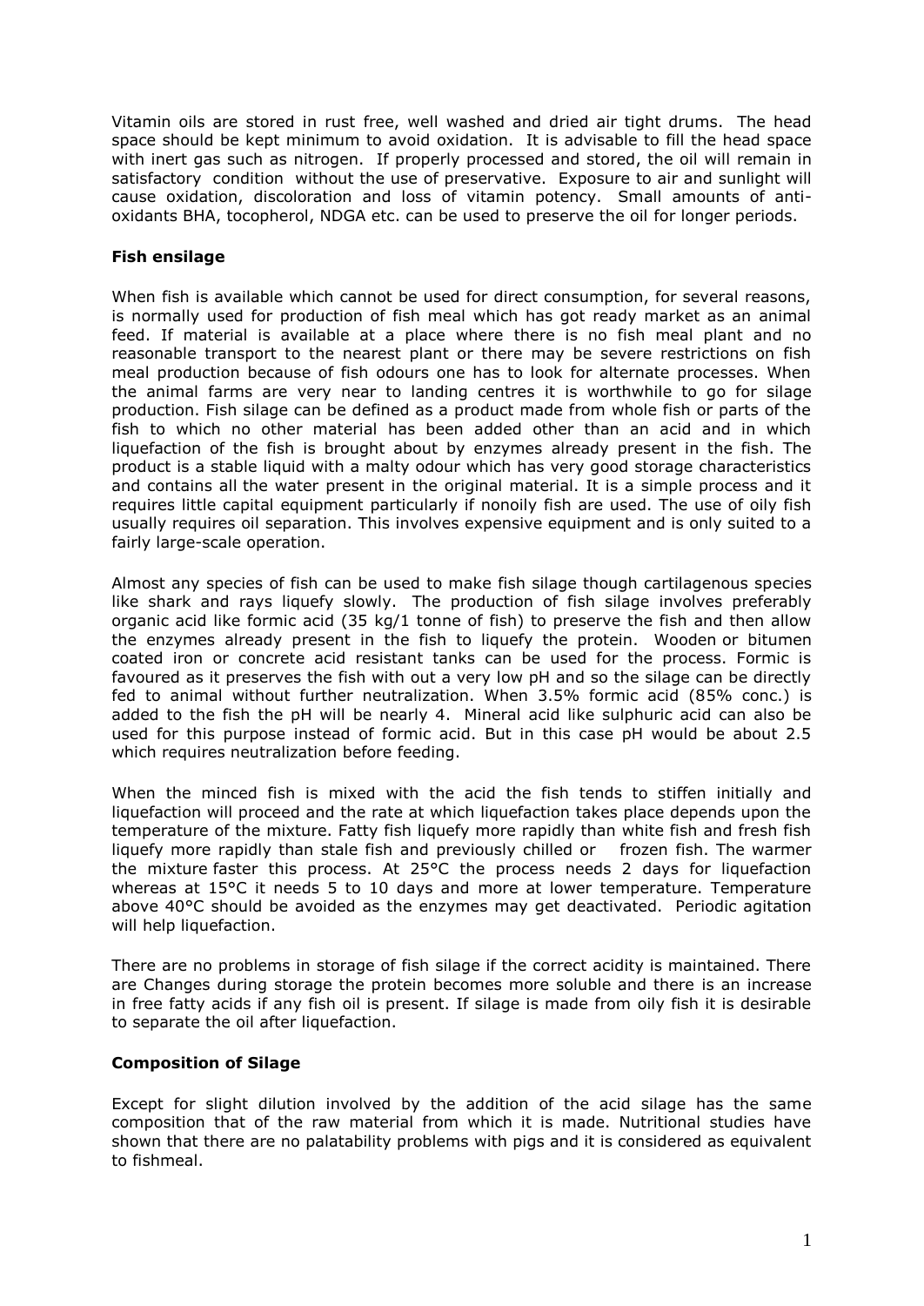Vitamin oils are stored in rust free, well washed and dried air tight drums. The head space should be kept minimum to avoid oxidation. It is advisable to fill the head space with inert gas such as nitrogen. If properly processed and stored, the oil will remain in satisfactory condition without the use of preservative. Exposure to air and sunlight will cause oxidation, discoloration and loss of vitamin potency. Small amounts of anti-oxidants BHA, tocopherol, NDGA etc. can be used to preserve the oil for longer periods.

**Fish ensilage**

When fish is available which cannot be used for direct consumption, for several reasons, is normally used for production of fish meal which has got ready market as an animal feed. If material is available at a place where there is no fish meal plant and no reasonable transport to the nearest plant or there may be severe restrictions on fish meal production because of fish odours one has to look for alternate processes. When the animal farms are very near to landing centres it is worthwhile to go for silage production. Fish silage can be defined as a product made from whole fish or parts of the fish to which no other material has been added other than an acid and in which liquefaction of the fish is brought about by enzymes already present in the fish. The product is a stable liquid with a malty odour which has very good storage characteristics and contains all the water present in the original material. It is a simple process and it requires little capital equipment particularly if nonoily fish are used. The use of oily fish usually requires oil separation. This involves expensive equipment and is only suited to a fairly large-scale operation.

Almost any species of fish can be used to make fish silage though cartilagenous species like shark and rays liquefy slowly. The production of fish silage involves preferably organic acid like formic acid (35 kg/1 tonne of fish) to preserve the fish and then allow the enzymes already present in the fish to liquefy the protein. Wooden or bitumen coated iron or concrete acid resistant tanks can be used for the process. Formic is favoured as it preserves the fish with out a very low pH and so the silage can be directly fed to animal without further neutralization. When 3.5% formic acid (85% conc.) is added to the fish the pH will be nearly 4. Mineral acid like sulphuric acid can also be used for this purpose instead of formic acid. But in this case pH would be about 2.5 which requires neutralization before feeding.

When the minced fish is mixed with the acid the fish tends to stiffen initially and liquefaction will proceed and the rate at which liquefaction takes place depends upon the temperature of the mixture. Fatty fish liquefy more rapidly than white fish and fresh fish liquefy more rapidly than stale fish and previously chilled or frozen fish. The warmer the mixture faster this process. At 25°C the process needs 2 days for liquefaction whereas at 15°C it needs 5 to 10 days and more at lower temperature. Temperature above 40°C should be avoided as the enzymes may get deactivated. Periodic agitation will help liquefaction.

There are no problems in storage of fish silage if the correct acidity is maintained. There are Changes during storage the protein becomes more soluble and there is an increase in free fatty acids if any fish oil is present. If silage is made from oily fish it is desirable to separate the oil after liquefaction.

**Composition of Silage**

Except for slight dilution involved by the addition of the acid silage has the same composition that of the raw material from which it is made. Nutritional studies have shown that there are no palatability problems with pigs and it is considered as equivalent to fishmeal.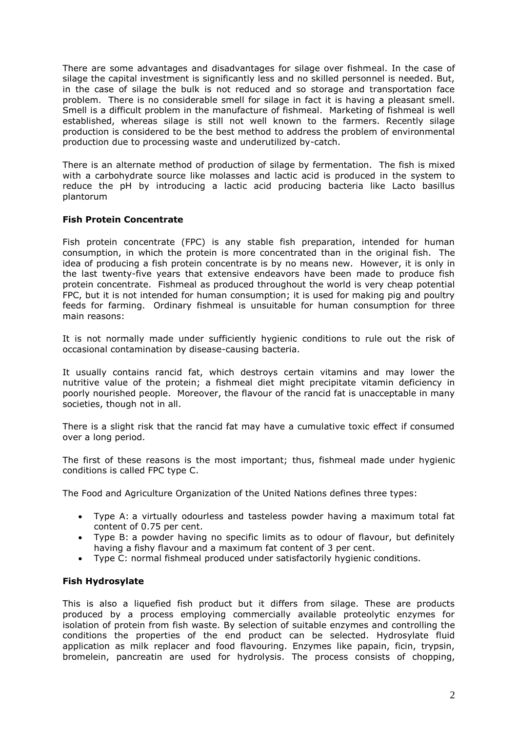There are some advantages and disadvantages for silage over fishmeal. In the case of silage the capital investment is significantly less and no skilled personnel is needed. But, in the case of silage the bulk is not reduced and so storage and transportation face problem. There is no considerable smell for silage in fact it is having a pleasant smell. Smell is a difficult problem in the manufacture of fishmeal. Marketing of fishmeal is well established, whereas silage is still not well known to the farmers. Recently silage production is considered to be the best method to address the problem of environmental production due to processing waste and underutilized by-catch.

There is an alternate method of production of silage by fermentation. The fish is mixed with a carbohydrate source like molasses and lactic acid is produced in the system to reduce the pH by introducing a lactic acid producing bacteria like Lacto basillus plantorum

### Fish Protein Concentrate

Fish protein concentrate (FPC) is any stable fish preparation, intended for human consumption, in which the protein is more concentrated than in the original fish. The idea of producing a fish protein concentrate is by no means new. However, it is only in the last twenty-five years that extensive endeavors have been made to produce fish protein concentrate. Fishmeal as produced throughout the world is very cheap potential FPC, but it is not intended for human consumption; it is used for making pig and poultry feeds for farming. Ordinary fishmeal is unsuitable for human consumption for three main reasons:

It is not normally made under sufficiently hygienic conditions to rule out the risk of occasional contamination by disease-causing bacteria.

It usually contains rancid fat, which destroys certain vitamins and may lower the nutritive value of the protein; a fishmeal diet might precipitate vitamin deficiency in poorly nourished people. Moreover, the flavour of the rancid fat is unacceptable in many societies, though not in all.

There is a slight risk that the rancid fat may have a cumulative toxic effect if consumed over a long period.

The first of these reasons is the most important; thus, fishmeal made under hygienic conditions is called FPC type C.

The Food and Agriculture Organization of the United Nations defines three types:

- Type A: a virtually odourless and tasteless powder having a maximum total fat content of 0.75 per cent.
- Type B: a powder having no specific limits as to odour of flavour, but definitely having a fishy flavour and a maximum fat content of 3 per cent.
- Type C: normal fishmeal produced under satisfactorily hygienic conditions.

### Fish Hydrosylate

This is also a liquefied fish product but it differs from silage. These are products produced by a process employing commercially available proteolytic enzymes for isolation of protein from fish waste. By selection of suitable enzymes and controlling the conditions the properties of the end product can be selected. Hydrosylate fluid application as milk replacer and food flavouring. Enzymes like papain, ficin, trypsin, bromelein, pancreatin are used for hydrolysis. The process consists of chopping,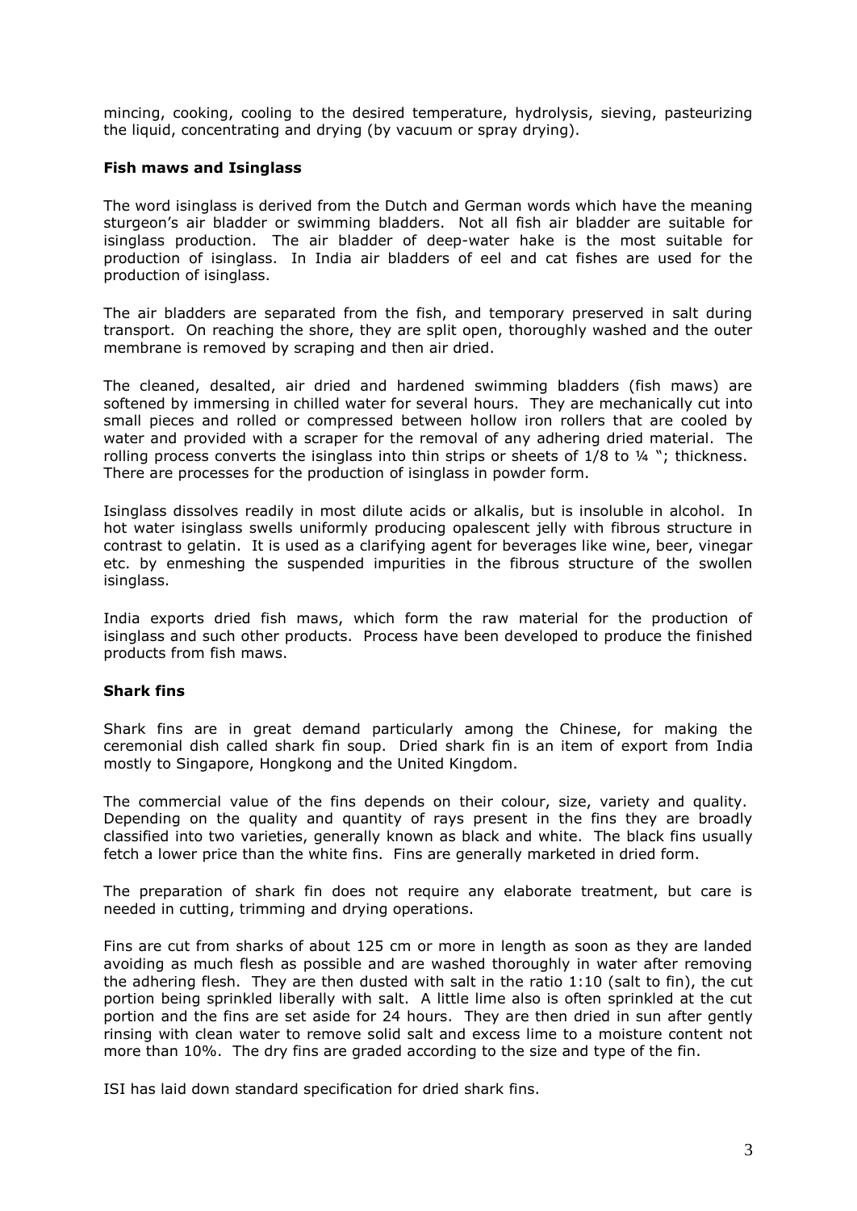mincing, cooking, cooling to the desired temperature, hydrolysis, sieving, pasteurizing the liquid, concentrating and drying (by vacuum or spray drying).

### Fish maws and Isinglass

The word isinglass is derived from the Dutch and German words which have the meaning sturgeon's air bladder or swimming bladders. Not all fish air bladder are suitable for isinglass production. The air bladder of deep-water hake is the most suitable for production of isinglass. In India air bladders of eel and cat fishes are used for the production of isinglass.

The air bladders are separated from the fish, and temporary preserved in salt during transport. On reaching the shore, they are split open, thoroughly washed and the outer membrane is removed by scraping and then air dried.

The cleaned, desalted, air dried and hardened swimming bladders (fish maws) are softened by immersing in chilled water for several hours. They are mechanically cut into small pieces and rolled or compressed between hollow iron rollers that are cooled by water and provided with a scraper for the removal of any adhering dried material. The rolling process converts the isinglass into thin strips or sheets of 1/8 to ¼ "; thickness. There are processes for the production of isinglass in powder form.

Isinglass dissolves readily in most dilute acids or alkalis, but is insoluble in alcohol. In hot water isinglass swells uniformly producing opalescent jelly with fibrous structure in contrast to gelatin. It is used as a clarifying agent for beverages like wine, beer, vinegar etc. by enmeshing the suspended impurities in the fibrous structure of the swollen isinglass.

India exports dried fish maws, which form the raw material for the production of isinglass and such other products. Process have been developed to produce the finished products from fish maws.

### Shark fins

Shark fins are in great demand particularly among the Chinese, for making the ceremonial dish called shark fin soup. Dried shark fin is an item of export from India mostly to Singapore, Hongkong and the United Kingdom.

The commercial value of the fins depends on their colour, size, variety and quality. Depending on the quality and quantity of rays present in the fins they are broadly classified into two varieties, generally known as black and white. The black fins usually fetch a lower price than the white fins. Fins are generally marketed in dried form.

The preparation of shark fin does not require any elaborate treatment, but care is needed in cutting, trimming and drying operations.

Fins are cut from sharks of about 125 cm or more in length as soon as they are landed avoiding as much flesh as possible and are washed thoroughly in water after removing the adhering flesh. They are then dusted with salt in the ratio 1:10 (salt to fin), the cut portion being sprinkled liberally with salt. A little lime also is often sprinkled at the cut portion and the fins are set aside for 24 hours. They are then dried in sun after gently rinsing with clean water to remove solid salt and excess lime to a moisture content not more than 10%. The dry fins are graded according to the size and type of the fin.

ISI has laid down standard specification for dried shark fins.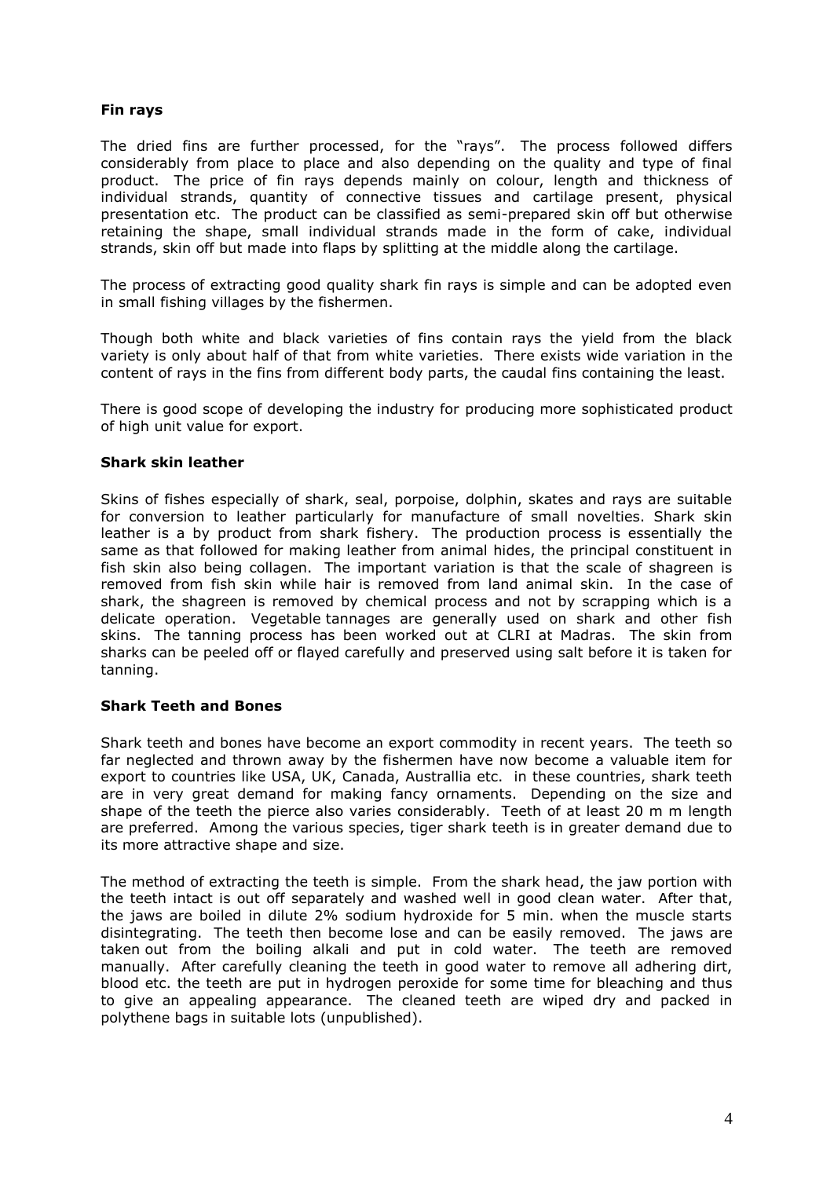### Fin rays

The dried fins are further processed, for the "rays". The process followed differs considerably from place to place and also depending on the quality and type of final product. The price of fin rays depends mainly on colour, length and thickness of individual strands, quantity of connective tissues and cartilage present, physical presentation etc. The product can be classified as semi-prepared skin off but otherwise retaining the shape, small individual strands made in the form of cake, individual strands, skin off but made into flaps by splitting at the middle along the cartilage.

The process of extracting good quality shark fin rays is simple and can be adopted even in small fishing villages by the fishermen.

Though both white and black varieties of fins contain rays the yield from the black variety is only about half of that from white varieties. There exists wide variation in the content of rays in the fins from different body parts, the caudal fins containing the least.

There is good scope of developing the industry for producing more sophisticated product of high unit value for export.

### Shark skin leather

Skins of fishes especially of shark, seal, porpoise, dolphin, skates and rays are suitable for conversion to leather particularly for manufacture of small novelties. Shark skin leather is a by product from shark fishery. The production process is essentially the same as that followed for making leather from animal hides, the principal constituent in fish skin also being collagen. The important variation is that the scale of shagreen is removed from fish skin while hair is removed from land animal skin. In the case of shark, the shagreen is removed by chemical process and not by scrapping which is a delicate operation. Vegetable tannages are generally used on shark and other fish skins. The tanning process has been worked out at CLRI at Madras. The skin from sharks can be peeled off or flayed carefully and preserved using salt before it is taken for tanning.

### Shark Teeth and Bones

Shark teeth and bones have become an export commodity in recent years. The teeth so far neglected and thrown away by the fishermen have now become a valuable item for export to countries like USA, UK, Canada, Australlia etc. in these countries, shark teeth are in very great demand for making fancy ornaments. Depending on the size and shape of the teeth the pierce also varies considerably. Teeth of at least 20 m m length are preferred. Among the various species, tiger shark teeth is in greater demand due to its more attractive shape and size.

The method of extracting the teeth is simple. From the shark head, the jaw portion with the teeth intact is out off separately and washed well in good clean water. After that, the jaws are boiled in dilute 2% sodium hydroxide for 5 min. when the muscle starts disintegrating. The teeth then become lose and can be easily removed. The jaws are taken out from the boiling alkali and put in cold water. The teeth are removed manually. After carefully cleaning the teeth in good water to remove all adhering dirt, blood etc. the teeth are put in hydrogen peroxide for some time for bleaching and thus to give an appealing appearance. The cleaned teeth are wiped dry and packed in polythene bags in suitable lots (unpublished).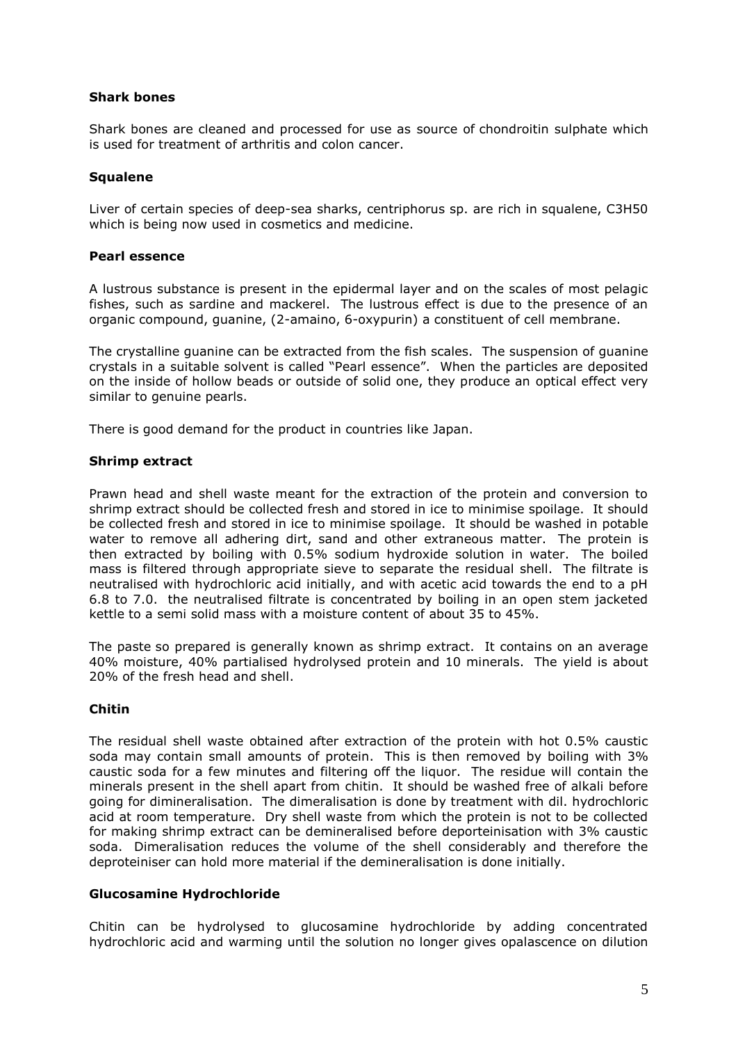### Shark bones

Shark bones are cleaned and processed for use as source of chondroitin sulphate which is used for treatment of arthritis and colon cancer.

### Squalene

Liver of certain species of deep-sea sharks, centriphorus sp. are rich in squalene, $C3H50$ which is being now used in cosmetics and medicine.

### Pearl essence

A lustrous substance is present in the epidermal layer and on the scales of most pelagic fishes, such as sardine and mackerel. The lustrous effect is due to the presence of an organic compound, guanine, (2-amaino, 6-oxypurin) a constituent of cell membrane.

The crystalline guanine can be extracted from the fish scales. The suspension of guanine crystals in a suitable solvent is called "Pearl essence". When the particles are deposited on the inside of hollow beads or outside of solid one, they produce an optical effect very similar to genuine pearls.

There is good demand for the product in countries like Japan.

### Shrimp extract

Prawn head and shell waste meant for the extraction of the protein and conversion to shrimp extract should be collected fresh and stored in ice to minimise spoilage. It should be collected fresh and stored in ice to minimise spoilage. It should be washed in potable water to remove all adhering dirt, sand and other extraneous matter. The protein is then extracted by boiling with 0.5% sodium hydroxide solution in water. The boiled mass is filtered through appropriate sieve to separate the residual shell. The filtrate is neutralised with hydrochloric acid initially, and with acetic acid towards the end to a pH 6.8 to 7.0. the neutralised filtrate is concentrated by boiling in an open stem jacketed kettle to a semi solid mass with a moisture content of about 35 to 45%.

The paste so prepared is generally known as shrimp extract. It contains on an average 40% moisture, 40% partialised hydrolysed protein and 10 minerals. The yield is about 20% of the fresh head and shell.

### Chitin

The residual shell waste obtained after extraction of the protein with hot 0.5% caustic soda may contain small amounts of protein. This is then removed by boiling with 3% caustic soda for a few minutes and filtering off the liquor. The residue will contain the minerals present in the shell apart from chitin. It should be washed free of alkali before going for dimineralisation. The dimeralisation is done by treatment with dil. hydrochloric acid at room temperature. Dry shell waste from which the protein is not to be collected for making shrimp extract can be demineralised before deporteinisation with 3% caustic soda. Dimeralisation reduces the volume of the shell considerably and therefore the deproteiniser can hold more material if the demineralisation is done initially.

### Glucosamine Hydrochloride

Chitin can be hydrolysed to glucosamine hydrochloride by adding concentrated hydrochloric acid and warming until the solution no longer gives opalascence on dilution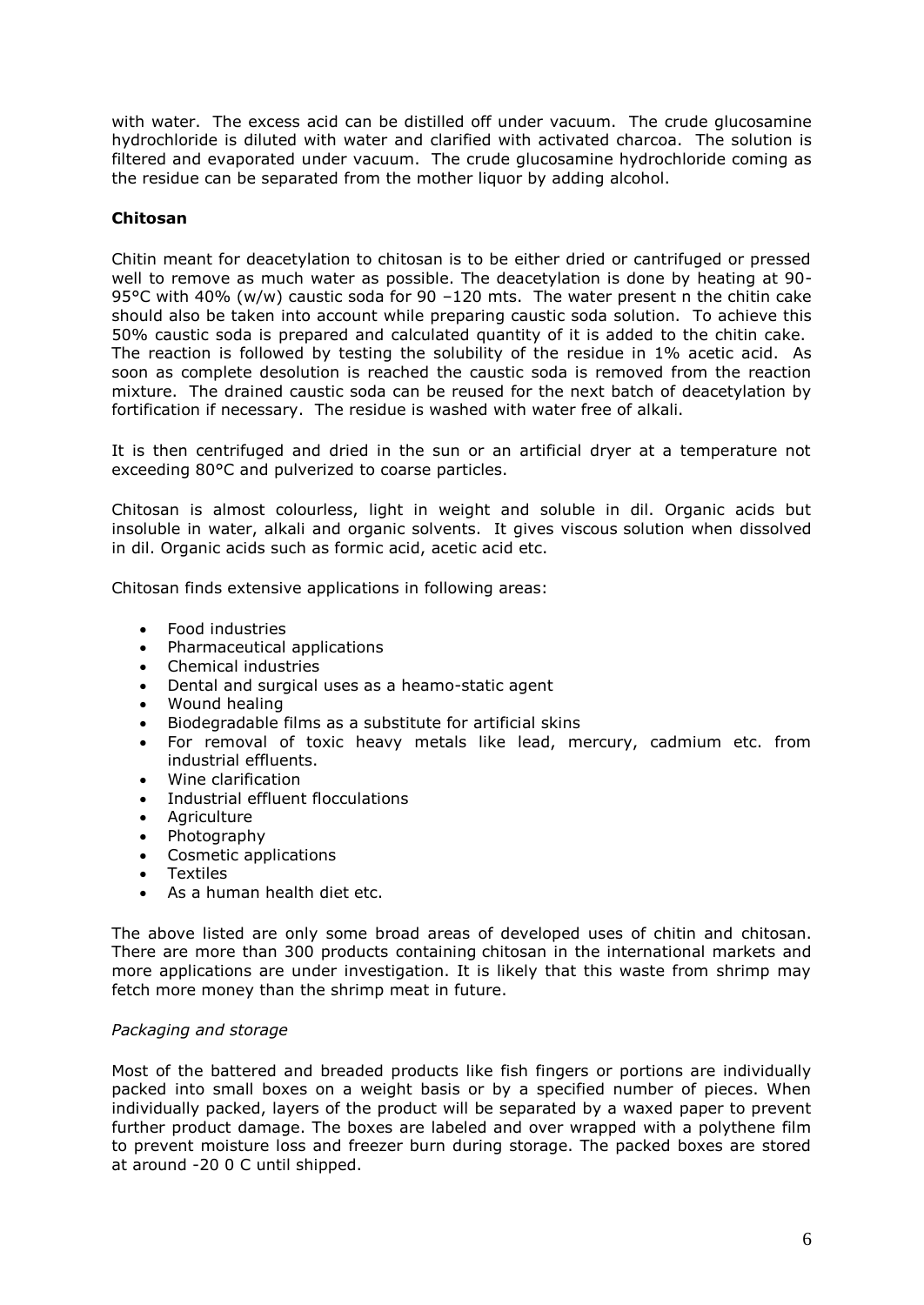with water. The excess acid can be distilled off under vacuum. The crude glucosamine hydrochloride is diluted with water and clarified with activated charcoa. The solution is filtered and evaporated under vacuum. The crude glucosamine hydrochloride coming as the residue can be separated from the mother liquor by adding alcohol.

**Chitosan**

Chitin meant for deacetylation to chitosan is to be either dried or cantrifuged or pressed well to remove as much water as possible. The deacetylation is done by heating at 90-95°C with 40% (w/w) caustic soda for 90 –120 mts. The water present n the chitin cake should also be taken into account while preparing caustic soda solution. To achieve this 50% caustic soda is prepared and calculated quantity of it is added to the chitin cake. The reaction is followed by testing the solubility of the residue in 1% acetic acid. As soon as complete desolution is reached the caustic soda is removed from the reaction mixture. The drained caustic soda can be reused for the next batch of deacetylation by fortification if necessary. The residue is washed with water free of alkali.

It is then centrifuged and dried in the sun or an artificial dryer at a temperature not exceeding 80°C and pulverized to coarse particles.

Chitosan is almost colourless, light in weight and soluble in dil. Organic acids but insoluble in water, alkali and organic solvents. It gives viscous solution when dissolved in dil. Organic acids such as formic acid, acetic acid etc.

Chitosan finds extensive applications in following areas:

- Food industries
- Pharmaceutical applications
- Chemical industries
- Dental and surgical uses as a heamo-static agent
- Wound healing
- Biodegradable films as a substitute for artificial skins
- For removal of toxic heavy metals like lead, mercury, cadmium etc. from industrial effluents.
- Wine clarification
- Industrial effluent flocculations
- Agriculture
- Photography
- Cosmetic applications
- Textiles
- As a human health diet etc.

The above listed are only some broad areas of developed uses of chitin and chitosan. There are more than 300 products containing chitosan in the international markets and more applications are under investigation. It is likely that this waste from shrimp may fetch more money than the shrimp meat in future.

*Packaging and storage*

Most of the battered and breaded products like fish fingers or portions are individually packed into small boxes on a weight basis or by a specified number of pieces. When individually packed, layers of the product will be separated by a waxed paper to prevent further product damage. The boxes are labeled and over wrapped with a polythene film to prevent moisture loss and freezer burn during storage. The packed boxes are stored at around -20 0 C until shipped.